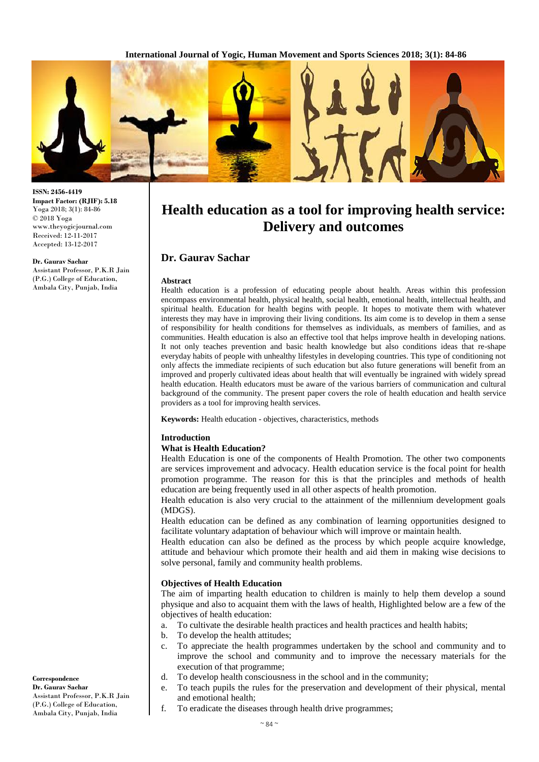ISSN: 2456-4419
Impact Factor: (RJIF): 5.18
Yoga 2018; 3(1): 84-86
© 2018 Yoga
www.theyogicjournal.com
Received: 12-11-2017
Accepted: 13-12-2017

**Dr. Gaurav Sachar**
Assistant Professor, P.K.R Jain (P.G.) College of Education, Ambala City, Punjab, India

**Correspondence**
**Dr. Gaurav Sachar**
Assistant Professor, P.K.R Jain (P.G.) College of Education, Ambala City, Punjab, India

# Health education as a tool for improving health service: Delivery and outcomes

## Dr. Gaurav Sachar

### Abstract

Health education is a profession of educating people about health. Areas within this profession encompass environmental health, physical health, social health, emotional health, intellectual health, and spiritual health. Education for health begins with people. It hopes to motivate them with whatever interests they may have in improving their living conditions. Its aim come is to develop in them a sense of responsibility for health conditions for themselves as individuals, as members of families, and as communities. Health education is also an effective tool that helps improve health in developing nations. It not only teaches prevention and basic health knowledge but also conditions ideas that re-shape everyday habits of people with unhealthy lifestyles in developing countries. This type of conditioning not only affects the immediate recipients of such education but also future generations will benefit from an improved and properly cultivated ideas about health that will eventually be ingrained with widely spread health education. Health educators must be aware of the various barriers of communication and cultural background of the community. The present paper covers the role of health education and health service providers as a tool for improving health services.

**Keywords:** Health education - objectives, characteristics, methods

### Introduction

**What is Health Education?**

Health Education is one of the components of Health Promotion. The other two components are services improvement and advocacy. Health education service is the focal point for health promotion programme. The reason for this is that the principles and methods of health education are being frequently used in all other aspects of health promotion.

Health education is also very crucial to the attainment of the millennium development goals (MDGS).

Health education can be defined as any combination of learning opportunities designed to facilitate voluntary adaptation of behaviour which will improve or maintain health.

Health education can also be defined as the process by which people acquire knowledge, attitude and behaviour which promote their health and aid them in making wise decisions to solve personal, family and community health problems.

### Objectives of Health Education

The aim of imparting health education to children is mainly to help them develop a sound physique and also to acquaint them with the laws of health, Highlighted below are a few of the objectives of health education:

a. To cultivate the desirable health practices and health practices and health habits;
b. To develop the health attitudes;
c. To appreciate the health programmes undertaken by the school and community and to improve the school and community and to improve the necessary materials for the execution of that programme;
d. To develop health consciousness in the school and in the community;
e. To teach pupils the rules for the preservation and development of their physical, mental and emotional health;
f. To eradicate the diseases through health drive programmes;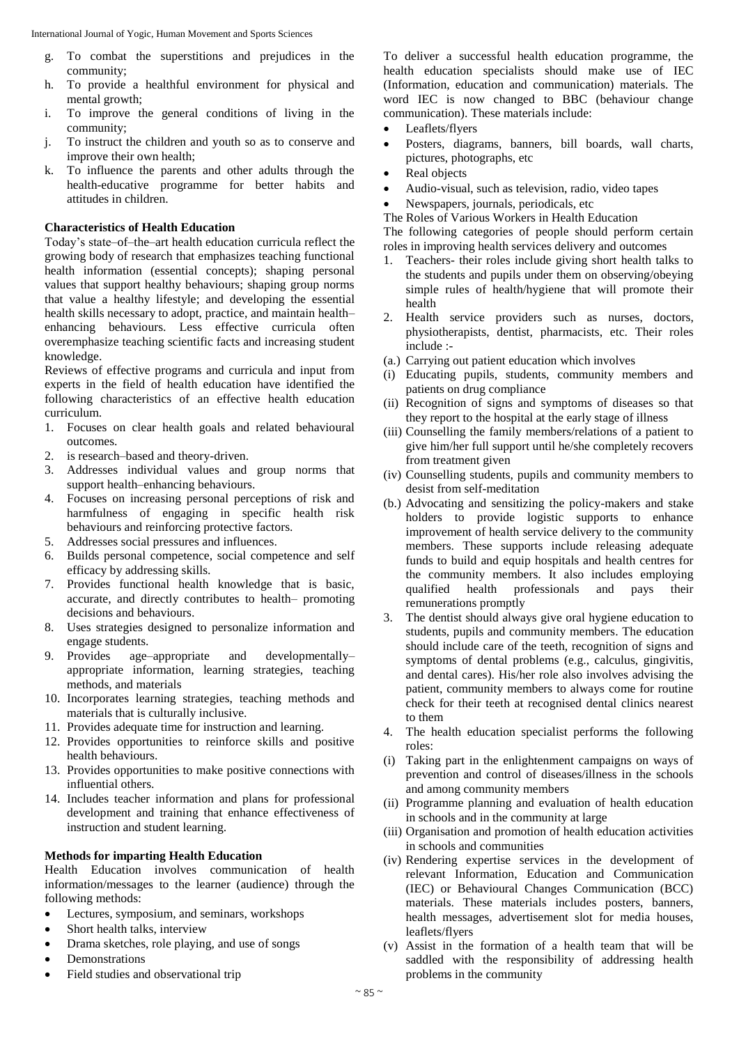g. To combat the superstitions and prejudices in the community;
h. To provide a healthful environment for physical and mental growth;
i. To improve the general conditions of living in the community;
j. To instruct the children and youth so as to conserve and improve their own health;
k. To influence the parents and other adults through the health-educative programme for better habits and attitudes in children.

**Characteristics of Health Education**

Today's state–of–the–art health education curricula reflect the growing body of research that emphasizes teaching functional health information (essential concepts); shaping personal values that support healthy behaviours; shaping group norms that value a healthy lifestyle; and developing the essential health skills necessary to adopt, practice, and maintain health–enhancing behaviours. Less effective curricula often overemphasize teaching scientific facts and increasing student knowledge.

Reviews of effective programs and curricula and input from experts in the field of health education have identified the following characteristics of an effective health education curriculum.

1. Focuses on clear health goals and related behavioural outcomes.
2. is research–based and theory-driven.
3. Addresses individual values and group norms that support health–enhancing behaviours.
4. Focuses on increasing personal perceptions of risk and harmfulness of engaging in specific health risk behaviours and reinforcing protective factors.
5. Addresses social pressures and influences.
6. Builds personal competence, social competence and self efficacy by addressing skills.
7. Provides functional health knowledge that is basic, accurate, and directly contributes to health– promoting decisions and behaviours.
8. Uses strategies designed to personalize information and engage students.
9. Provides age–appropriate and developmentally– appropriate information, learning strategies, teaching methods, and materials
10. Incorporates learning strategies, teaching methods and materials that is culturally inclusive.
11. Provides adequate time for instruction and learning.
12. Provides opportunities to reinforce skills and positive health behaviours.
13. Provides opportunities to make positive connections with influential others.
14. Includes teacher information and plans for professional development and training that enhance effectiveness of instruction and student learning.

**Methods for imparting Health Education**

Health Education involves communication of health information/messages to the learner (audience) through the following methods:

- Lectures, symposium, and seminars, workshops
- Short health talks, interview
- Drama sketches, role playing, and use of songs
- Demonstrations
- Field studies and observational trip

To deliver a successful health education programme, the health education specialists should make use of IEC (Information, education and communication) materials. The word IEC is now changed to BBC (behaviour change communication). These materials include:

- Leaflets/flyers
- Posters, diagrams, banners, bill boards, wall charts, pictures, photographs, etc
- Real objects
- Audio-visual, such as television, radio, video tapes
- Newspapers, journals, periodicals, etc

The Roles of Various Workers in Health Education

The following categories of people should perform certain roles in improving health services delivery and outcomes

1. Teachers- their roles include giving short health talks to the students and pupils under them on observing/obeying simple rules of health/hygiene that will promote their health
2. Health service providers such as nurses, doctors, physiotherapists, dentist, pharmacists, etc. Their roles include :-

(a.) Carrying out patient education which involves
(i) Educating pupils, students, community members and patients on drug compliance
(ii) Recognition of signs and symptoms of diseases so that they report to the hospital at the early stage of illness
(iii) Counselling the family members/relations of a patient to give him/her full support until he/she completely recovers from treatment given
(iv) Counselling students, pupils and community members to desist from self-meditation

(b.) Advocating and sensitizing the policy-makers and stake holders to provide logistic supports to enhance improvement of health service delivery to the community members. These supports include releasing adequate funds to build and equip hospitals and health centres for the community members. It also includes employing qualified health professionals and pays their remunerations promptly

3. The dentist should always give oral hygiene education to students, pupils and community members. The education should include care of the teeth, recognition of signs and symptoms of dental problems (e.g., calculus, gingivitis, and dental cares). His/her role also involves advising the patient, community members to always come for routine check for their teeth at recognised dental clinics nearest to them
4. The health education specialist performs the following roles:

(i) Taking part in the enlightenment campaigns on ways of prevention and control of diseases/illness in the schools and among community members
(ii) Programme planning and evaluation of health education in schools and in the community at large
(iii) Organisation and promotion of health education activities in schools and communities
(iv) Rendering expertise services in the development of relevant Information, Education and Communication (IEC) or Behavioural Changes Communication (BCC) materials. These materials includes posters, banners, health messages, advertisement slot for media houses, leaflets/flyers
(v) Assist in the formation of a health team that will be saddled with the responsibility of addressing health problems in the community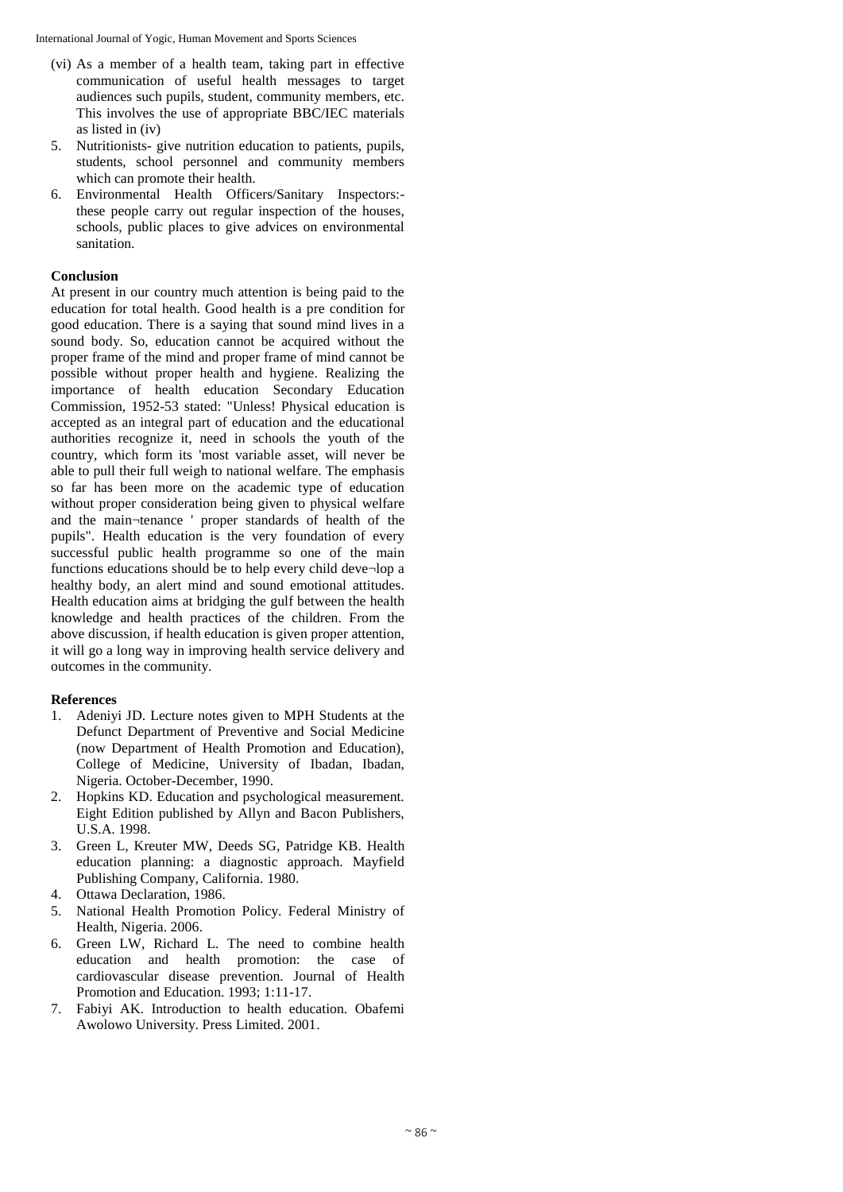(vi) As a member of a health team, taking part in effective communication of useful health messages to target audiences such pupils, student, community members, etc. This involves the use of appropriate BBC/IEC materials as listed in (iv)

5. Nutritionists- give nutrition education to patients, pupils, students, school personnel and community members which can promote their health.
6. Environmental Health Officers/Sanitary Inspectors:- these people carry out regular inspection of the houses, schools, public places to give advices on environmental sanitation.

**Conclusion**

At present in our country much attention is being paid to the education for total health. Good health is a pre condition for good education. There is a saying that sound mind lives in a sound body. So, education cannot be acquired without the proper frame of the mind and proper frame of mind cannot be possible without proper health and hygiene. Realizing the importance of health education Secondary Education Commission, 1952-53 stated: "Unless! Physical education is accepted as an integral part of education and the educational authorities recognize it, need in schools the youth of the country, which form its 'most variable asset, will never be able to pull their full weigh to national welfare. The emphasis so far has been more on the academic type of education without proper consideration being given to physical welfare and the main¬tenance ' proper standards of health of the pupils". Health education is the very foundation of every successful public health programme so one of the main functions educations should be to help every child deve¬lop a healthy body, an alert mind and sound emotional attitudes. Health education aims at bridging the gulf between the health knowledge and health practices of the children. From the above discussion, if health education is given proper attention, it will go a long way in improving health service delivery and outcomes in the community.

**References**

1. Adeniyi JD. Lecture notes given to MPH Students at the Defunct Department of Preventive and Social Medicine (now Department of Health Promotion and Education), College of Medicine, University of Ibadan, Ibadan, Nigeria. October-December, 1990.
2. Hopkins KD. Education and psychological measurement. Eight Edition published by Allyn and Bacon Publishers, U.S.A. 1998.
3. Green L, Kreuter MW, Deeds SG, Patridge KB. Health education planning: a diagnostic approach. Mayfield Publishing Company, California. 1980.
4. Ottawa Declaration, 1986.
5. National Health Promotion Policy. Federal Ministry of Health, Nigeria. 2006.
6. Green LW, Richard L. The need to combine health education and health promotion: the case of cardiovascular disease prevention. Journal of Health Promotion and Education. 1993; 1:11-17.
7. Fabiyi AK. Introduction to health education. Obafemi Awolowo University. Press Limited. 2001.